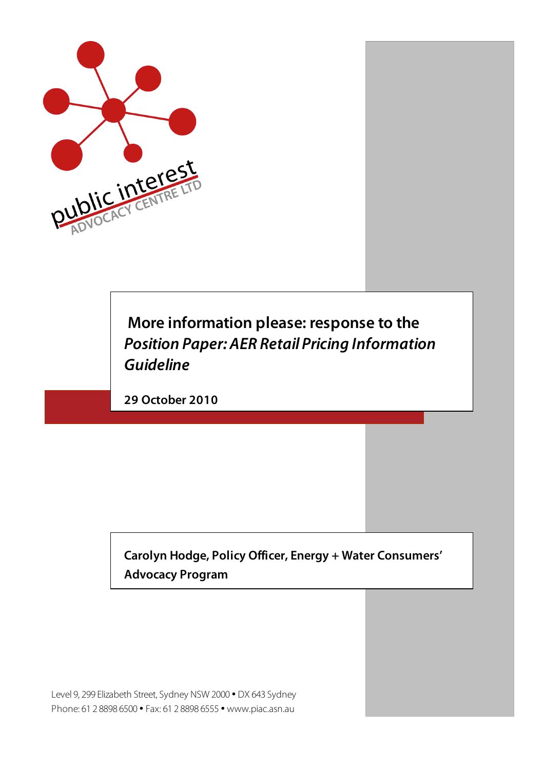public interest ADVOCACY CENTRE LTD

# More information please: response to the *Position Paper: AER Retail Pricing Information Guideline*

**29 October 2010**

**Carolyn Hodge, Policy Officer, Energy + Water Consumers' Advocacy Program**

Level 9, 299 Elizabeth Street, Sydney NSW 2000 • DX 643 Sydney
Phone: 61 2 8898 6500 • Fax: 61 2 8898 6555 • www.piac.asn.au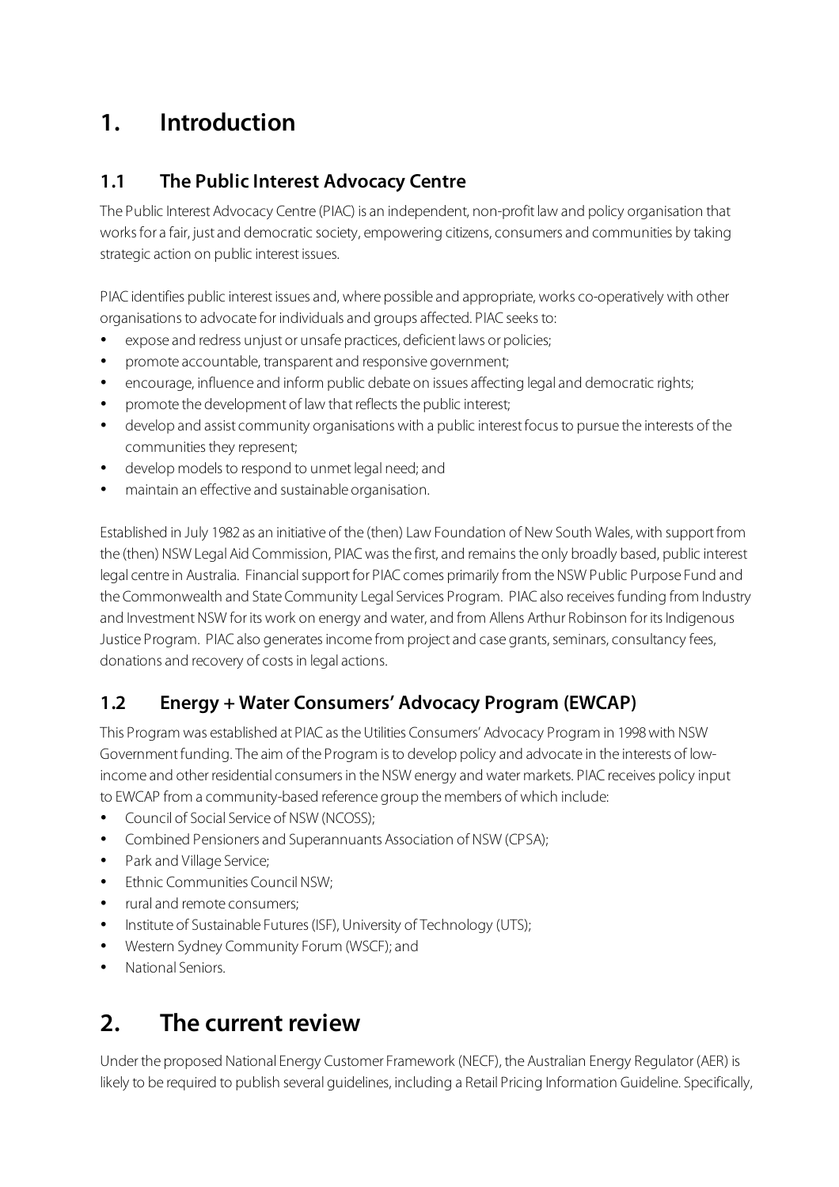# 1. Introduction

## 1.1 The Public Interest Advocacy Centre

The Public Interest Advocacy Centre (PIAC) is an independent, non-profit law and policy organisation that works for a fair, just and democratic society, empowering citizens, consumers and communities by taking strategic action on public interest issues.

PIAC identifies public interest issues and, where possible and appropriate, works co-operatively with other organisations to advocate for individuals and groups affected. PIAC seeks to:

- expose and redress unjust or unsafe practices, deficient laws or policies;
- promote accountable, transparent and responsive government;
- encourage, influence and inform public debate on issues affecting legal and democratic rights;
- promote the development of law that reflects the public interest;
- develop and assist community organisations with a public interest focus to pursue the interests of the communities they represent;
- develop models to respond to unmet legal need; and
- maintain an effective and sustainable organisation.

Established in July 1982 as an initiative of the (then) Law Foundation of New South Wales, with support from the (then) NSW Legal Aid Commission, PIAC was the first, and remains the only broadly based, public interest legal centre in Australia. Financial support for PIAC comes primarily from the NSW Public Purpose Fund and the Commonwealth and State Community Legal Services Program. PIAC also receives funding from Industry and Investment NSW for its work on energy and water, and from Allens Arthur Robinson for its Indigenous Justice Program. PIAC also generates income from project and case grants, seminars, consultancy fees, donations and recovery of costs in legal actions.

## 1.2 Energy + Water Consumers' Advocacy Program (EWCAP)

This Program was established at PIAC as the Utilities Consumers' Advocacy Program in 1998 with NSW Government funding. The aim of the Program is to develop policy and advocate in the interests of low-income and other residential consumers in the NSW energy and water markets. PIAC receives policy input to EWCAP from a community-based reference group the members of which include:

- Council of Social Service of NSW (NCOSS);
- Combined Pensioners and Superannuants Association of NSW (CPSA);
- Park and Village Service;
- Ethnic Communities Council NSW;
- rural and remote consumers;
- Institute of Sustainable Futures (ISF), University of Technology (UTS);
- Western Sydney Community Forum (WSCF); and
- National Seniors.

# 2. The current review

Under the proposed National Energy Customer Framework (NECF), the Australian Energy Regulator (AER) is likely to be required to publish several guidelines, including a Retail Pricing Information Guideline. Specifically,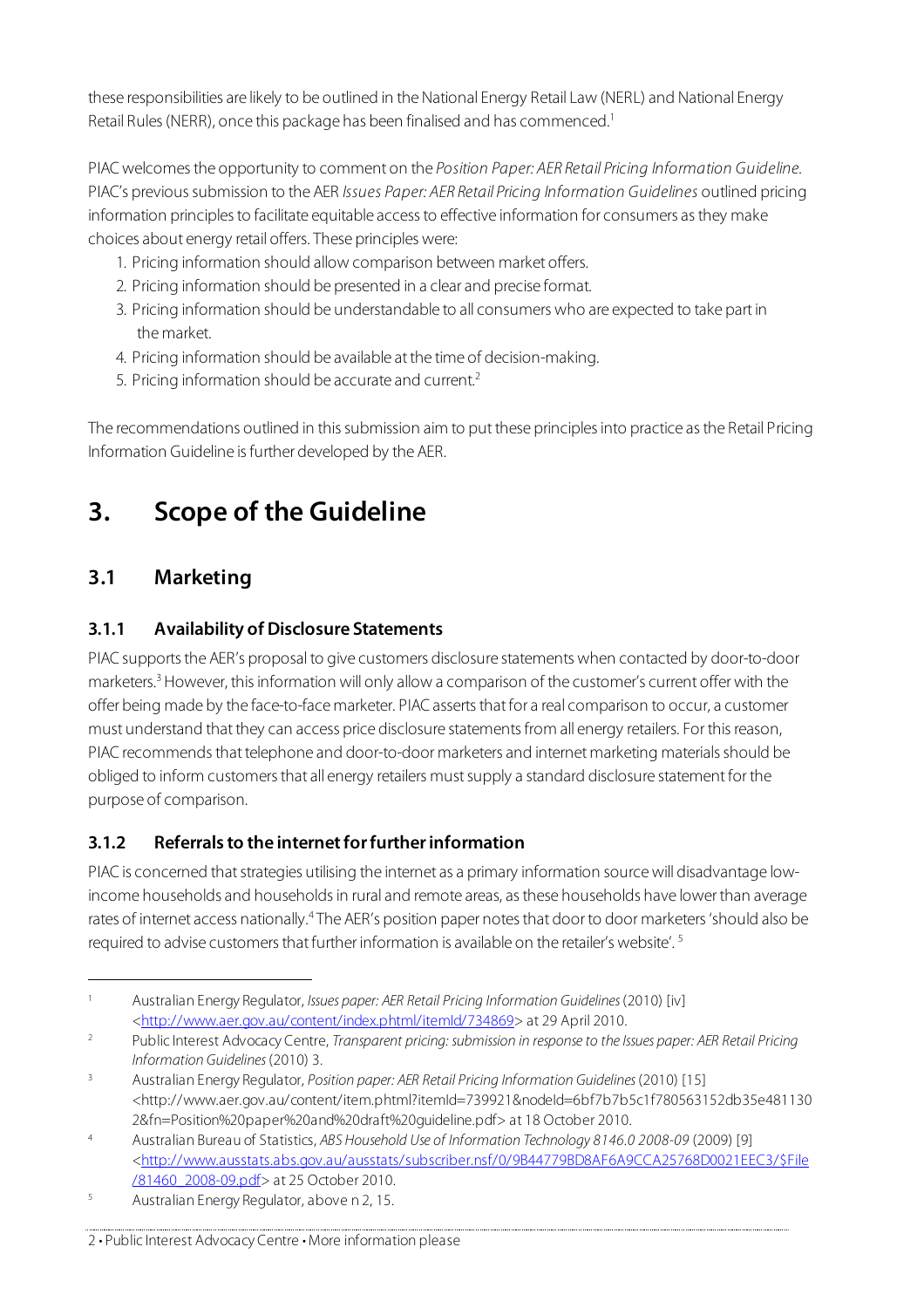these responsibilities are likely to be outlined in the National Energy Retail Law (NERL) and National Energy Retail Rules (NERR), once this package has been finalised and has commenced.[1]

PIAC welcomes the opportunity to comment on the *Position Paper: AER Retail Pricing Information Guideline*. PIAC's previous submission to the AER *Issues Paper: AER Retail Pricing Information Guidelines* outlined pricing information principles to facilitate equitable access to effective information for consumers as they make choices about energy retail offers. These principles were:

1. Pricing information should allow comparison between market offers.
2. Pricing information should be presented in a clear and precise format.
3. Pricing information should be understandable to all consumers who are expected to take part in the market.
4. Pricing information should be available at the time of decision-making.
5. Pricing information should be accurate and current.[2]

The recommendations outlined in this submission aim to put these principles into practice as the Retail Pricing Information Guideline is further developed by the AER.

# 3. Scope of the Guideline

## 3.1 Marketing

### 3.1.1 Availability of Disclosure Statements

PIAC supports the AER's proposal to give customers disclosure statements when contacted by door-to-door marketers.[3] However, this information will only allow a comparison of the customer's current offer with the offer being made by the face-to-face marketer. PIAC asserts that for a real comparison to occur, a customer must understand that they can access price disclosure statements from all energy retailers. For this reason, PIAC recommends that telephone and door-to-door marketers and internet marketing materials should be obliged to inform customers that all energy retailers must supply a standard disclosure statement for the purpose of comparison.

### 3.1.2 Referrals to the internet for further information

PIAC is concerned that strategies utilising the internet as a primary information source will disadvantage low-income households and households in rural and remote areas, as these households have lower than average rates of internet access nationally.[4] The AER's position paper notes that door to door marketers 'should also be required to advise customers that further information is available on the retailer's website'.[5]

---

[1] Australian Energy Regulator, *Issues paper: AER Retail Pricing Information Guidelines* (2010) [iv] <http://www.aer.gov.au/content/index.phtml/itemId/734869> at 29 April 2010.

[2] Public Interest Advocacy Centre, *Transparent pricing: submission in response to the Issues paper: AER Retail Pricing Information Guidelines* (2010) 3.

[3] Australian Energy Regulator, *Position paper: AER Retail Pricing Information Guidelines* (2010) [15] <http://www.aer.gov.au/content/item.phtml?itemId=739921&nodeId=6bf7b7b5c1f780563152db35e4811302&fn=Position%20paper%20and%20draft%20guideline.pdf> at 18 October 2010.

[4] Australian Bureau of Statistics, *ABS Household Use of Information Technology 8146.0 2008-09* (2009) [9] <http://www.ausstats.abs.gov.au/ausstats/subscriber.nsf/0/9B44779BD8AF6A9CCA25768D0021EEC3/$File/81460_2008-09.pdf> at 25 October 2010.

[5] Australian Energy Regulator, above n 2, 15.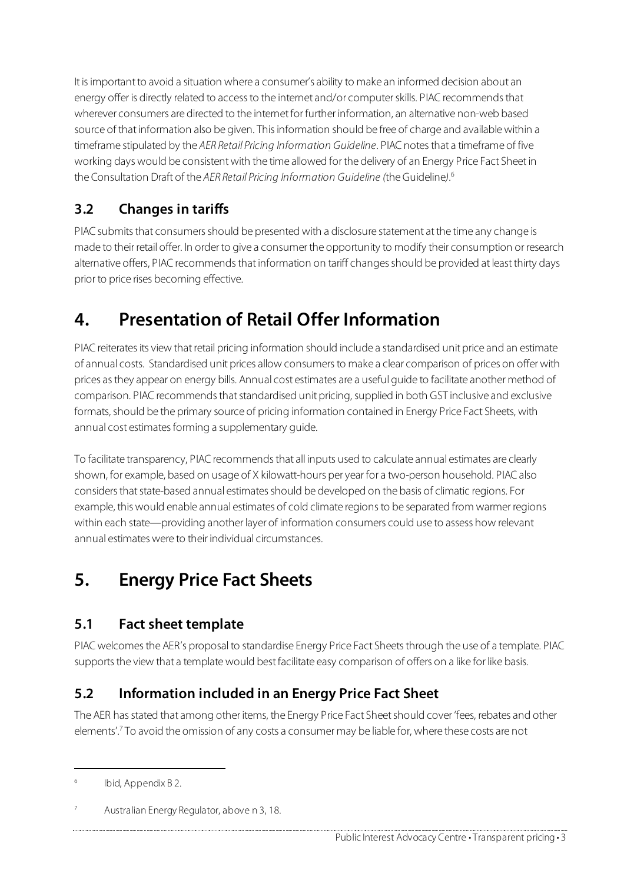It is important to avoid a situation where a consumer's ability to make an informed decision about an energy offer is directly related to access to the internet and/or computer skills. PIAC recommends that wherever consumers are directed to the internet for further information, an alternative non-web based source of that information also be given. This information should be free of charge and available within a timeframe stipulated by the *AER Retail Pricing Information Guideline*. PIAC notes that a timeframe of five working days would be consistent with the time allowed for the delivery of an Energy Price Fact Sheet in the Consultation Draft of the *AER Retail Pricing Information Guideline (*the Guideline*)*.[6]

## 3.2 Changes in tariffs

PIAC submits that consumers should be presented with a disclosure statement at the time any change is made to their retail offer. In order to give a consumer the opportunity to modify their consumption or research alternative offers, PIAC recommends that information on tariff changes should be provided at least thirty days prior to price rises becoming effective.

# 4. Presentation of Retail Offer Information

PIAC reiterates its view that retail pricing information should include a standardised unit price and an estimate of annual costs. Standardised unit prices allow consumers to make a clear comparison of prices on offer with prices as they appear on energy bills. Annual cost estimates are a useful guide to facilitate another method of comparison. PIAC recommends that standardised unit pricing, supplied in both GST inclusive and exclusive formats, should be the primary source of pricing information contained in Energy Price Fact Sheets, with annual cost estimates forming a supplementary guide.

To facilitate transparency, PIAC recommends that all inputs used to calculate annual estimates are clearly shown, for example, based on usage of X kilowatt-hours per year for a two-person household. PIAC also considers that state-based annual estimates should be developed on the basis of climatic regions. For example, this would enable annual estimates of cold climate regions to be separated from warmer regions within each state—providing another layer of information consumers could use to assess how relevant annual estimates were to their individual circumstances.

# 5. Energy Price Fact Sheets

## 5.1 Fact sheet template

PIAC welcomes the AER's proposal to standardise Energy Price Fact Sheets through the use of a template. PIAC supports the view that a template would best facilitate easy comparison of offers on a like for like basis.

## 5.2 Information included in an Energy Price Fact Sheet

The AER has stated that among other items, the Energy Price Fact Sheet should cover 'fees, rebates and other elements'.[7] To avoid the omission of any costs a consumer may be liable for, where these costs are not

---

[6] Ibid, Appendix B 2.

[7] Australian Energy Regulator, above n 3, 18.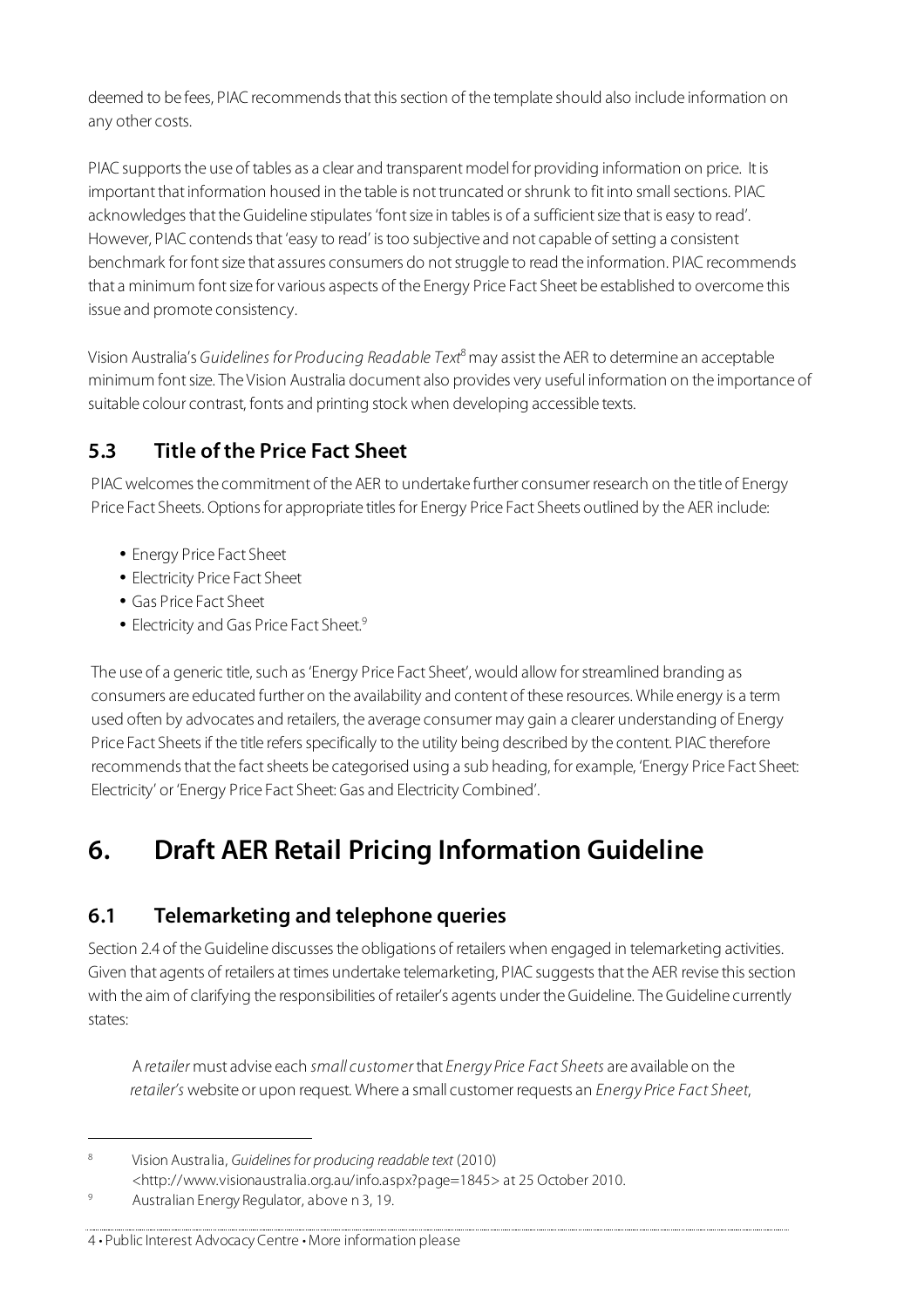deemed to be fees, PIAC recommends that this section of the template should also include information on any other costs.

PIAC supports the use of tables as a clear and transparent model for providing information on price. It is important that information housed in the table is not truncated or shrunk to fit into small sections. PIAC acknowledges that the Guideline stipulates 'font size in tables is of a sufficient size that is easy to read'. However, PIAC contends that 'easy to read' is too subjective and not capable of setting a consistent benchmark for font size that assures consumers do not struggle to read the information. PIAC recommends that a minimum font size for various aspects of the Energy Price Fact Sheet be established to overcome this issue and promote consistency.

Vision Australia's *Guidelines for Producing Readable Text*[8] may assist the AER to determine an acceptable minimum font size. The Vision Australia document also provides very useful information on the importance of suitable colour contrast, fonts and printing stock when developing accessible texts.

## 5.3 Title of the Price Fact Sheet

PIAC welcomes the commitment of the AER to undertake further consumer research on the title of Energy Price Fact Sheets. Options for appropriate titles for Energy Price Fact Sheets outlined by the AER include:

- Energy Price Fact Sheet
- Electricity Price Fact Sheet
- Gas Price Fact Sheet
- Electricity and Gas Price Fact Sheet.[9]

The use of a generic title, such as 'Energy Price Fact Sheet', would allow for streamlined branding as consumers are educated further on the availability and content of these resources. While energy is a term used often by advocates and retailers, the average consumer may gain a clearer understanding of Energy Price Fact Sheets if the title refers specifically to the utility being described by the content. PIAC therefore recommends that the fact sheets be categorised using a sub heading, for example, 'Energy Price Fact Sheet: Electricity' or 'Energy Price Fact Sheet: Gas and Electricity Combined'.

# 6. Draft AER Retail Pricing Information Guideline

## 6.1 Telemarketing and telephone queries

Section 2.4 of the Guideline discusses the obligations of retailers when engaged in telemarketing activities. Given that agents of retailers at times undertake telemarketing, PIAC suggests that the AER revise this section with the aim of clarifying the responsibilities of retailer's agents under the Guideline. The Guideline currently states:

> A *retailer* must advise each *small customer* that *Energy Price Fact Sheets* are available on the *retailer's* website or upon request. Where a small customer requests an *Energy Price Fact Sheet*,

---

[8] Vision Australia, *Guidelines for producing readable text* (2010) <http://www.visionaustralia.org.au/info.aspx?page=1845> at 25 October 2010.

[9] Australian Energy Regulator, above n 3, 19.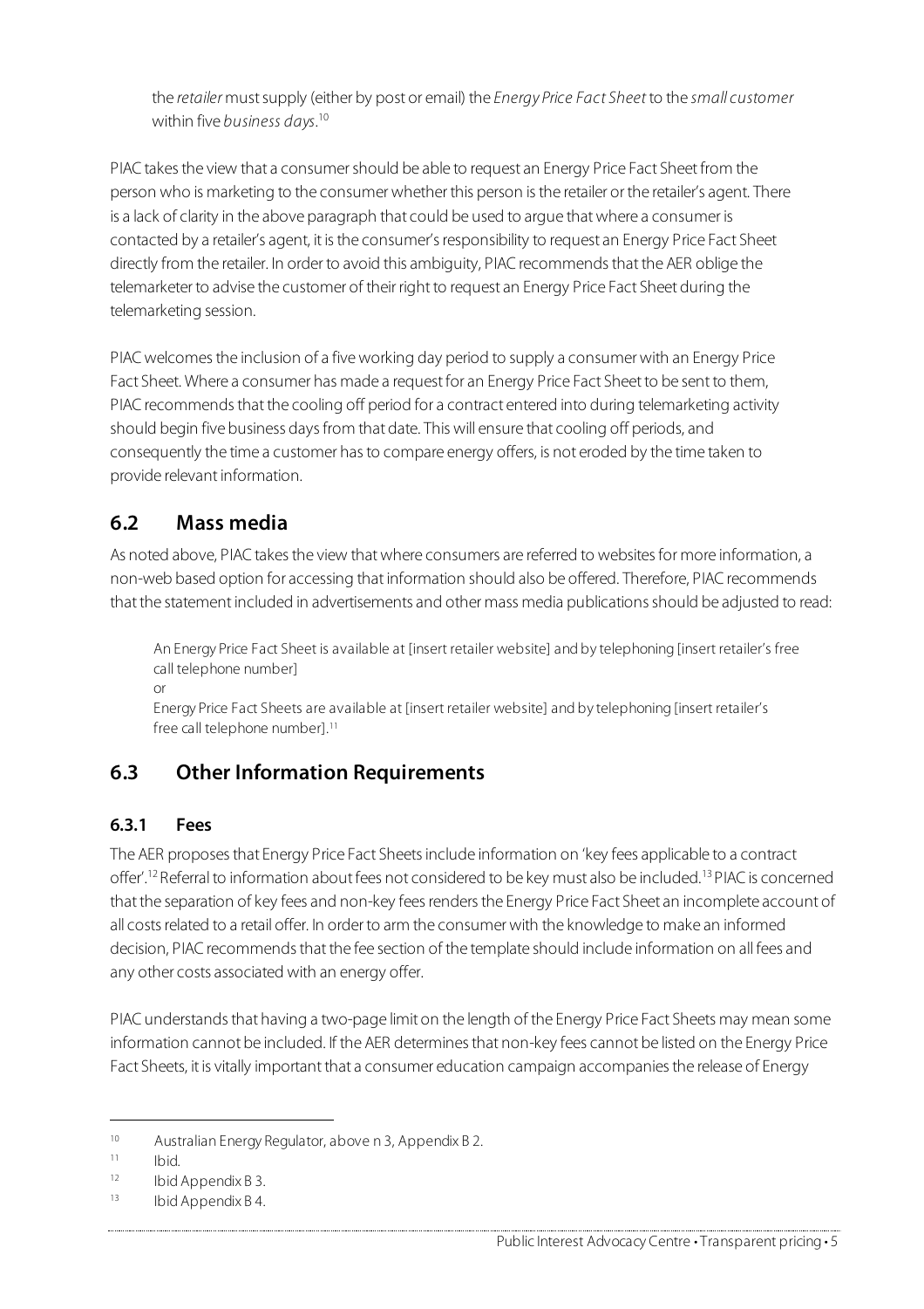> the *retailer* must supply (either by post or email) the *Energy Price Fact Sheet* to the *small customer* within five *business days*.[10]

PIAC takes the view that a consumer should be able to request an Energy Price Fact Sheet from the person who is marketing to the consumer whether this person is the retailer or the retailer's agent. There is a lack of clarity in the above paragraph that could be used to argue that where a consumer is contacted by a retailer's agent, it is the consumer's responsibility to request an Energy Price Fact Sheet directly from the retailer. In order to avoid this ambiguity, PIAC recommends that the AER oblige the telemarketer to advise the customer of their right to request an Energy Price Fact Sheet during the telemarketing session.

PIAC welcomes the inclusion of a five working day period to supply a consumer with an Energy Price Fact Sheet. Where a consumer has made a request for an Energy Price Fact Sheet to be sent to them, PIAC recommends that the cooling off period for a contract entered into during telemarketing activity should begin five business days from that date. This will ensure that cooling off periods, and consequently the time a customer has to compare energy offers, is not eroded by the time taken to provide relevant information.

## 6.2 Mass media

As noted above, PIAC takes the view that where consumers are referred to websites for more information, a non-web based option for accessing that information should also be offered. Therefore, PIAC recommends that the statement included in advertisements and other mass media publications should be adjusted to read:

> An Energy Price Fact Sheet is available at [insert retailer website] and by telephoning [insert retailer's free call telephone number]
>
> or
>
> Energy Price Fact Sheets are available at [insert retailer website] and by telephoning [insert retailer's free call telephone number].[11]

## 6.3 Other Information Requirements

### 6.3.1 Fees

The AER proposes that Energy Price Fact Sheets include information on 'key fees applicable to a contract offer'.[12] Referral to information about fees not considered to be key must also be included.[13] PIAC is concerned that the separation of key fees and non-key fees renders the Energy Price Fact Sheet an incomplete account of all costs related to a retail offer. In order to arm the consumer with the knowledge to make an informed decision, PIAC recommends that the fee section of the template should include information on all fees and any other costs associated with an energy offer.

PIAC understands that having a two-page limit on the length of the Energy Price Fact Sheets may mean some information cannot be included. If the AER determines that non-key fees cannot be listed on the Energy Price Fact Sheets, it is vitally important that a consumer education campaign accompanies the release of Energy

---

[10] Australian Energy Regulator, above n 3, Appendix B 2.

[11] Ibid.

[12] Ibid Appendix B 3.

[13] Ibid Appendix B 4.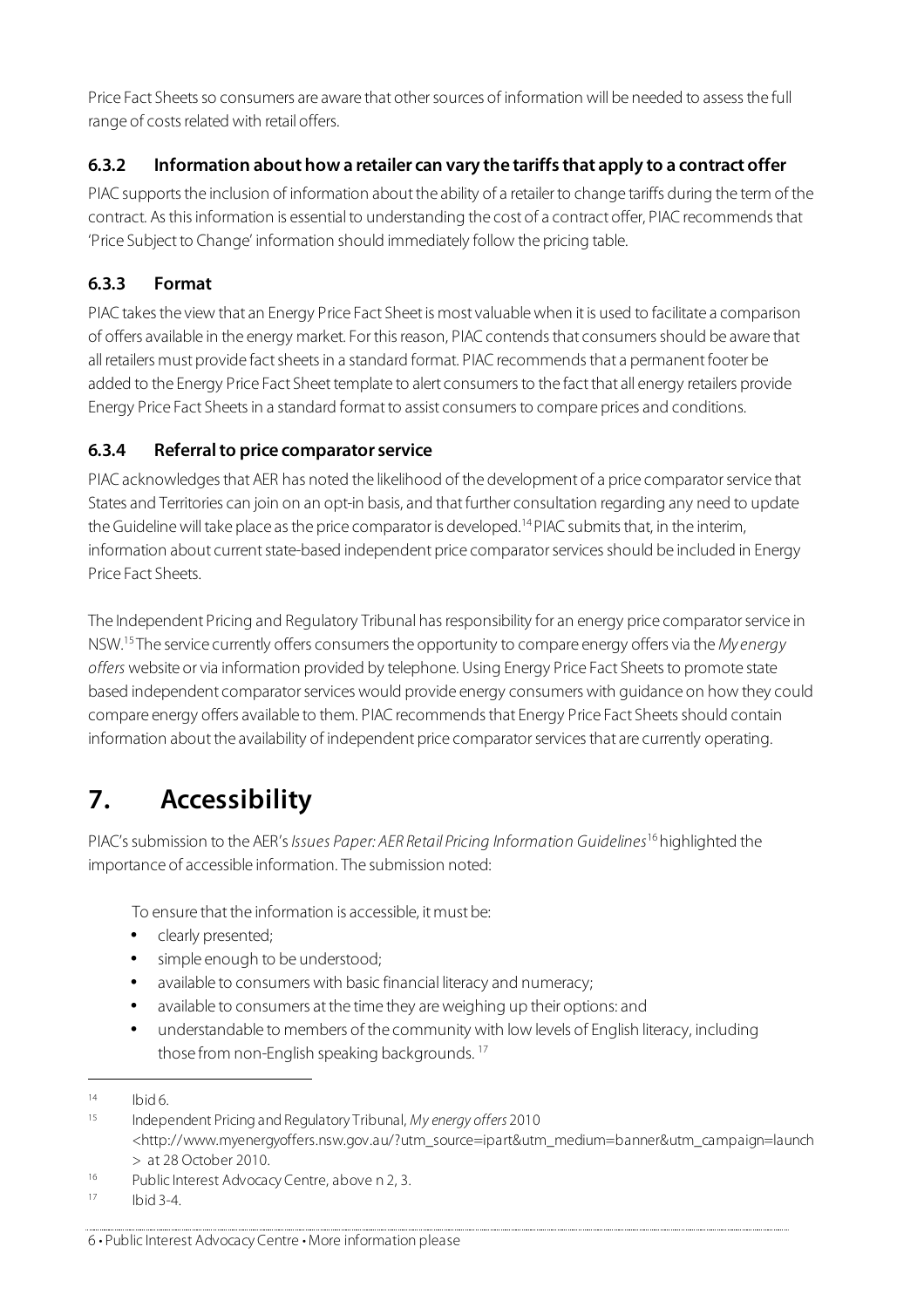Price Fact Sheets so consumers are aware that other sources of information will be needed to assess the full range of costs related with retail offers.

### 6.3.2 Information about how a retailer can vary the tariffs that apply to a contract offer

PIAC supports the inclusion of information about the ability of a retailer to change tariffs during the term of the contract. As this information is essential to understanding the cost of a contract offer, PIAC recommends that 'Price Subject to Change' information should immediately follow the pricing table.

### 6.3.3 Format

PIAC takes the view that an Energy Price Fact Sheet is most valuable when it is used to facilitate a comparison of offers available in the energy market. For this reason, PIAC contends that consumers should be aware that all retailers must provide fact sheets in a standard format. PIAC recommends that a permanent footer be added to the Energy Price Fact Sheet template to alert consumers to the fact that all energy retailers provide Energy Price Fact Sheets in a standard format to assist consumers to compare prices and conditions.

### 6.3.4 Referral to price comparator service

PIAC acknowledges that AER has noted the likelihood of the development of a price comparator service that States and Territories can join on an opt-in basis, and that further consultation regarding any need to update the Guideline will take place as the price comparator is developed.[14] PIAC submits that, in the interim, information about current state-based independent price comparator services should be included in Energy Price Fact Sheets.

The Independent Pricing and Regulatory Tribunal has responsibility for an energy price comparator service in NSW.[15] The service currently offers consumers the opportunity to compare energy offers via the *My energy offers* website or via information provided by telephone. Using Energy Price Fact Sheets to promote state based independent comparator services would provide energy consumers with guidance on how they could compare energy offers available to them. PIAC recommends that Energy Price Fact Sheets should contain information about the availability of independent price comparator services that are currently operating.

# 7. Accessibility

PIAC's submission to the AER's *Issues Paper: AER Retail Pricing Information Guidelines*[16] highlighted the importance of accessible information. The submission noted:

> To ensure that the information is accessible, it must be:
>
> - clearly presented;
> - simple enough to be understood;
> - available to consumers with basic financial literacy and numeracy;
> - available to consumers at the time they are weighing up their options: and
> - understandable to members of the community with low levels of English literacy, including those from non-English speaking backgrounds.[17]

---

[14] Ibid 6.

[15] Independent Pricing and Regulatory Tribunal, *My energy offers* 2010 <http://www.myenergyoffers.nsw.gov.au/?utm_source=ipart&utm_medium=banner&utm_campaign=launch> at 28 October 2010.

[16] Public Interest Advocacy Centre, above n 2, 3.

[17] Ibid 3-4.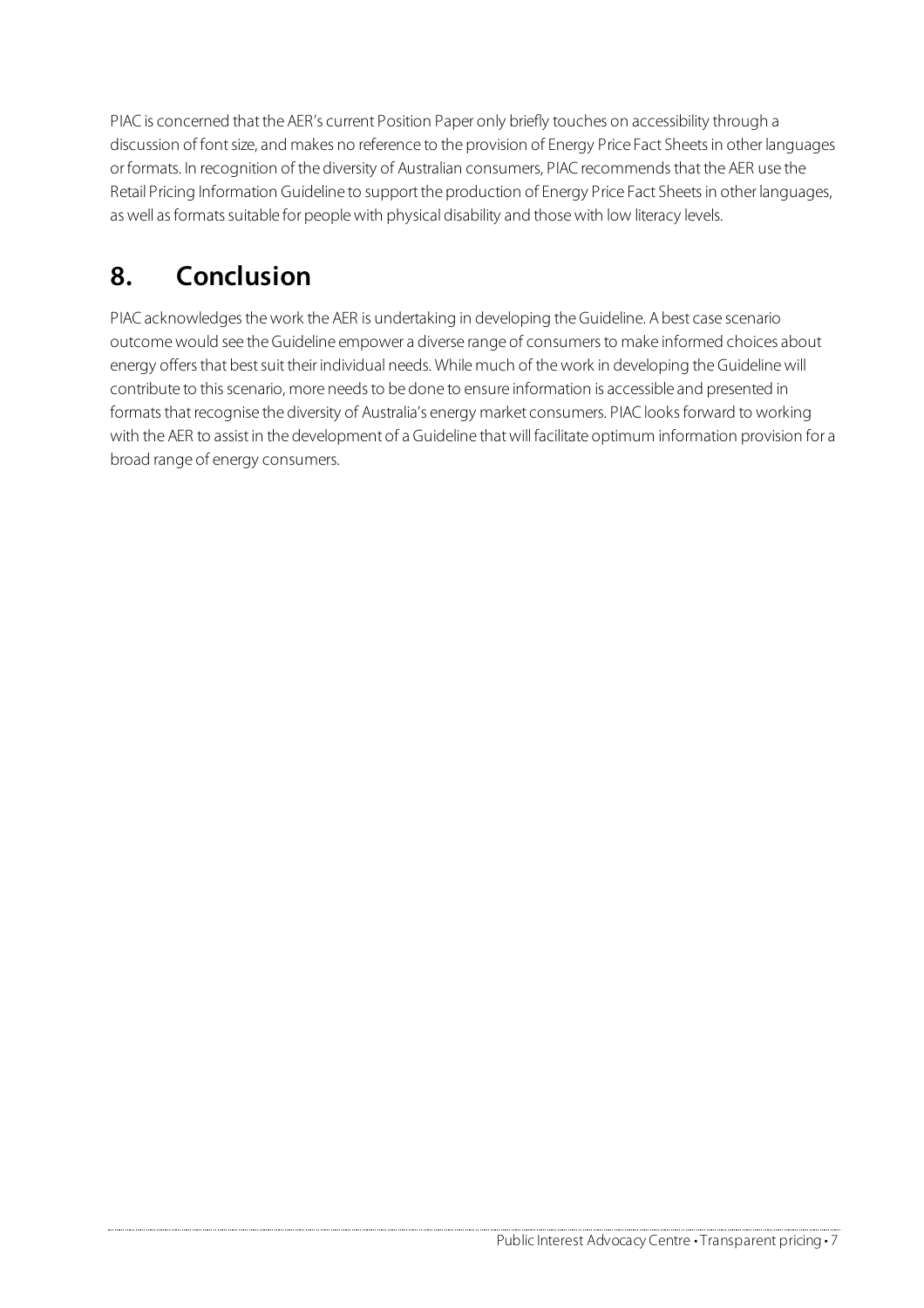PIAC is concerned that the AER's current Position Paper only briefly touches on accessibility through a discussion of font size, and makes no reference to the provision of Energy Price Fact Sheets in other languages or formats. In recognition of the diversity of Australian consumers, PIAC recommends that the AER use the Retail Pricing Information Guideline to support the production of Energy Price Fact Sheets in other languages, as well as formats suitable for people with physical disability and those with low literacy levels.

## 8. Conclusion

PIAC acknowledges the work the AER is undertaking in developing the Guideline. A best case scenario outcome would see the Guideline empower a diverse range of consumers to make informed choices about energy offers that best suit their individual needs. While much of the work in developing the Guideline will contribute to this scenario, more needs to be done to ensure information is accessible and presented in formats that recognise the diversity of Australia's energy market consumers. PIAC looks forward to working with the AER to assist in the development of a Guideline that will facilitate optimum information provision for a broad range of energy consumers.